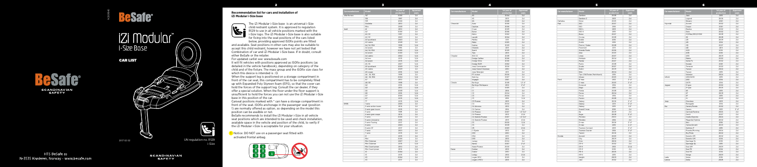# BeSafe

## iZi Modular i-Size Base

**CAR LIST**

SCANDINAVIAN SAFETY

2017 02 02

UN regulation no. R129 i-Size

HTS BeSafe as
N-3535 Krøderen, Norway · www.besafe.com

## Recommendation list for cars and installation of iZi Modular i-Size base

The iZi Modular i-Size base is an universal i-Size child restraint system. It is approved to regulation R129 to use in all vehicle positions marked with the i-Size logo. The iZi Modular i-Size base is also suitable for fixing into the seat positions of the cars listed below, providing approved ISOfix points are fitted and available. Seat positions in other cars may also be suitable to accept this child restraint, however we have not yet tested that Combination of car and iZi Modular i-Size base. If in doubt, consult either BeSafe or the retailer.

For updated carlist see: www.besafe.com

It will fit vehicles with positions approved as ISOfix positions (as detailed in the vehicle handbook), depending on category of the child and of the fixture. The mass group and the ISOfix size class for which this device is intended is : D.

When the support leg is positioned on a storage compartment in front of the car seat, this compartment has to be completely filled up with Expanded Poly Styreen foam (EPS), so that the cover can hold the forces of the support leg. Consult the car dealer, if they offer a special solution. When the floor under the floor support is insufficient to hold the forces you can not use the iZi Modular i-Size base in this position of the car.

Carseat positions marked with * can have a storage compartment in front of the seat. ISOfix anchorage in the third seating row (position 1) are normally offered as option, so depending on the model this position can be availble or not.

BeSafe recommends to install the iZi Modular i-Size in all vehicle seat positions which are intended to be used and check installation, available space in the vehicle and position of the child, to verify if the iZi Modular i-Size is acceptable for your situation.

! Notice: DO NOT use on a passenger seat fitted with activated frontal airbag.

| Car manufacturer | Model | 1st year of production | Approved seats |
|---|---|---|---|
| Alfa Romeo | 147 | 2000 | 2,4 |
| | 156 | 1997 | 2,4 |
| | 159 | 2006 | 2,4 |
| | Giulietta | 2010 | 2,4 |
| | Mito | 2008 | 2,4 |
| Audi | A1 | 2010 | 2,4 |
| | A2 | 2000 | 2,4 |
| | A3, S3 | 1997 | 2,4 |
| | A3, S3 | 2003 | 2,4 |
| | A3 sportback | 2003 | 2,4 |
| | A3 cabrio | 2008 | 2,4 |
| | A4, S4, RS4 | 1998 | 1,2,4 |
| | A4 avant | 1996 | 2,4 |
| | A4, S4, RS4 | 2000 | 1,2,4 |
| | A4 avant | 2000 | 1,2,4 |
| | A4 avant | 2003 | 1,2,4 |
| | A4 avant | 2015 | 1,2,4 |
| | A4 cabrio | 2015 | 1,2,4 |
| | A5, S5 | 2007 | 1,2,4 |
| | A5 sportback | 2009 | 1,2,4 |
| | A5 cabrio | 2009 | 2,4 |
| | A6 coupe | 2016 | 1,2,4 |
| | A6, S6, RS6 | 1998 | 2,4 |
| | A6, S6, RS6 | 2004 | 1,2,4 |
| | A7 | 2010 | 2,4 |
| | A8, S8 | 1998 | 2,4 |
| | Q2 | 2016 | 1,2,4 |
| | Q3 | 2010 | 1,2,4 |
| | Q5 | 2008 | 1,2,4 |
| | Q5 | 2016 | 1,2,4 |
| | Q7 | 2006 | 1,2,4 |
| | Q7 | 2015 | 1,2,4 |
| | TT | 2015 | 1,2,4 |
| BMW | 1 serie | 2005 | 2,4 |
| | 2 serie active tourer | 2014 | 2,4 |
| | 2 serie gran tourer | 2015 | 2,4 |
| | 3 serie | 1998 | 2,4 |
| | 4 serie gran coupe | 2014 | 2,4 |
| | 5 serie | 2000 | 2,4 |
| | 6 serie Gran coupe | 2012 | 2,4 |
| | 6 serie | 2003 | 2,4 |
| | 6 serie GT | 2017 | 2,4 |
| | 7 serie | 2001 | 2,4 |
| | 7 serie | 2015 | 2,4 |
| | i3 | 2013 | 2,4 |
| | Mini | 2006 | 2,4 |
| | Mini Clubman | 2007 | 2,4 |
| | Mini Clubman | 2015 | 1,2,4 |
| | Mini Countryman | 2010 | 2,4 |
| | Mini Countryman | 2016 | 1,2,4 |
| | X1 | 2004 | 2,4 |
| | X1 | 2015 | 2,4 |
| | X3 | 2004 | 2,4 |
| | X3 | 2017 | 2,4 |
| | X4 | 2014 | 2,4 |
| | X5 | 2004 | 2,4 |
| | X6 | 2008 | 2,4 |
| Chevrolet | Aveo | 2006 | 2,4 |
| | Captiva | 2006 | 2,4 |
| | Cruze | 2009 | 2,4 |
| | Epica | 2006 | 2,4 |
| | Kalos | 2005 | 2,4 |
| | Lacetti | 2004 | 2,4 |
| | Malibu | 2011 | 2,4 |
| | Matiz | 2005 | 2,4 |
| | Nubira | 2009 | 2,4 |
| | Orlando | 2011 | 2,4 |
| | Spark | 2009 | 2,4 |
| | Trax | 2013 | 2,4 |
| Chrysler | 300 CC | 2008 | 2,4 |
| | Dodge Caliber | 2006 | 2,4 |
| | Dodge Nitro | 2006 | 2,4 |
| | Dodge RAM | 2002 | 2,4 |
| | Jeep Commander | 2006 | 2,4 |
| | Jeep Grand Cherokee | 2010 | 2,4 |
| | Jeep Wrangler | 2011 | 2,4 |
| | PT cruiser | 2000 | 2,4 |
| | Sebring | 2007 | 2,4 |
| | Voyager | 2001 | 2,4 |
| Citroën | Berlingo | 2008 | 1,2*,4* |
| | Berlingo Multispace | 2012 | 2*,4* |
| | C1 | 2005 | 2,4 |
| | C2 | 2004 | 2,4 |
| | C3 | 2004 | 2,4 |
| | C3 | 2016 | 2,4 |
| | C3 Picasso | 2013 | 2,4 |
| | C4 Aircross | 2012 | 2,4 |
| | C4 Cactus | 2014 | 2,4 |
| | C4 Picasso | 2007 | 1,2*,3,4* |
| | C4 Picasso | 2013 | 2,3,4 |
| | C4 Grand Picasso | 2007 | 1,2*,3,4* |
| | C4 Grand Picasso | 2013 | 2,4 |
| | C5 | 2008 | 1,2,4 |
| | C6 | 2008 | 2,4 |
| | C8 | 2003 | 2,3,4 |
| | C-Elysée | 2012 | 2,4 |
| | DS3 | 2010 | 2,4 |
| | DS4 | 2011 | 2,4 |
| | DS5 | 2012 | 2,4 |
| | Jumpy | 2004 | 2,4 |
| | Nemo | 2007 | 2*,4* |
| | Xsara Picasso | 2000 | 2,4 |
| Dacia | Dokker | 2012 | 2,4 |
| | Duster | 2010 | 2,4 |
| | Lodgy | 2012 | 2,3,4 |
| | Logan MCV | 2005 | 2,4 |
| | Logan 2 MCV | 2013 | 2,4 |
| | Sandero | 2008 | 2,4 |
| | Sandero 2 | 2013 | 2,4 |
| Daihatsu | Sirion | 2005 | 2,4 |
| Fiat | 500 | 2007 | 2,4 |
| | 500 | 2016 | 2,4 |
| | 500 L | 2013 | 2,4 |
| | 500 X | 2015 | 2,4 |
| | Bravo | 2007 | 2,4 |
| | Croma | 2008 | 2,4 |
| | Doblo | 2010 | 2,4 |
| | Doblo | 2015 | 2,4 |
| | Fiorno / Qubo | 2008 | 2,4 |
| | Freemont | 2011 | 2,4 |
| | Grande Punto | 2006 | 2,4 |
| | Idea | 2003 | 2,4 |
| | Linea | 2007 | 2,4 |
| | Multipla | 2004 | 2,4 |
| | Panda | 2007 | 2,4 |
| | Punto | 2008 | 2,4 |
| | Scudo | 2007 | 2,4 |
| | Sedici | 2009 | 2,4 |
| | Stilo | 2004 | 2,4 |
| | Tipo (SW/Sedan/Hatchback) | 2016 | 2,4 |
| | Ulysse | 2003 | 2,4 |
| Ford | B-max | 2012 | 2*,4* |
| | C-max | 2003 | 2*,4* |
| | Ecosport | 2014 | 2,4 |
| | Edge | 2015 | 2,4 |
| | Fiesta | 2008 | 2,4 |
| | Focus | 2004 | 2,4 |
| | Focus | 2014 | 2,4 |
| | Fusion | 2008 | 2,4 |
| | Galaxy | 2006 | 2*,4* |
| | Galaxy | 2011 | 2*,4* |
| | Galaxy | 2015 | 2,4 |
| | Grand C-max | 2010 | 2,4 |
| | Ka | 2009 | 2,4 |
| | Kuga | 2008 | 2*,4* |
| | Mondeo | 2000 | 2,4 |
| | Mondeo | 2014 | 2,4 |
| | S-max | 2006 | 2*,4* |
| | S-max | 2015 | 2,4* |
| | Tourneo Connect | 2013 | 2*,4* |
| | Tourneo Courier | 2014 | 2*,4* |
| | Transit | 2006 | 2,4 |
| Honda | Accord | 2003 | 2,4 |
| | City | 2009 | 2,4 |
| | Civic | 2006 | 2,4 |
| | CR-V | 2002 | 2,4 |
| | CR-V | 2012 | 2,3,4 |
| | CR-Z | 2010 | 2,4 |
| | FR-V | 2005 | 2,4 |
| | HR-V | 2015 | 2,4 |
| | Insight | 2009 | 2,4 |
| | Jazz | 2002 | 2,4 |
| | Jazz | 2015 | 2,4 |
| | Legend | 2006 | 2,4 |
| | Stream | 2001 | 2,4 |
| Hyundai | Accent | 2002 | 2,4 |
| | Coupe | 2001 | 2,4 |
| | Elantra | 2002 | 2,4 |
| | Getz | 2002 | 2,4 |
| | H1/iMax/i800/H300 | 2008 | 2,4 |
| | i10 | 2008 | 2,4 |
| | i20 | 2008 | 2,4 |
| | i20 | 2014 | 2,4 |
| | i30 | 2007 | 2,4 |
| | i40 | 2011 | 2,4 |
| | iX20 | 2010 | 2,4 |
| | iX35 | 2010 | 2,4 |
| | iX55 | 2009 | 2,4 |
| | Matrix | 2002 | 2,4 |
| | Santa Fe | 2002 | 2,4 |
| | Sonata | 2001 | 2,4 |
| | Terracan | 2002 | 2,4 |
| | Trajet | 2000 | 2,4 |
| | Tucson | 2004 | 2,4 |
| | Tucson | 2015 | 2,4 |
| | Veloster | 2004 | 2,4 |
| Infiniti | Q30/QX30 | 2015 | 2,4 |
| | Q50 | 2014 | 2,4 |
| Jaguar | XE | 2015 | 2,4 |
| | XF | 2008 | 2,4 |
| | XF | 2015 | 2,4 |
| | XJ | 2003 | 2,4 |
| Jeep | Cherokee | 2013 | 2,4 |
| | Renegade | 2014 | 2,4 |
| Kia | Carens/Rondo | 2002 | 2,4 |
| | Carnival/Sedona | 2006 | 2,4 |
| | Cee'd | 2007 | 2,4 |
| | Cerato/Forte | 2004 | 2,4 |
| | Magentis/Optima | 2002 | 2,4 |
| | Niro | 2016 | 2,4 |
| | Opirus/Amanti | 2003 | 2,4 |
| | Optima JF | 2015 | 2,4 |
| | Picanto/Morning | 2004 | 2,4 |
| | Rio/Pride | 2002 | 2,4 |
| | Sorento XM | 2002 | 2,4 |
| | Sorento UM | 2014 | 2,4 |
| | Sportage SL | 2010 | 2,4 |
| | Sportage QL | 2015 | 2,4 |
| | Soul AM | 2009 | 2,4 |
| | Soul PS | 2014 | 2,4 |
| | Soul EV | 2014 | 2,4 |
| | Venga | 2009 | 2,4 |
| Lada | Vesta | 2016 | 2,4 |
| Lancia | Delta | 2008 | 2,4 |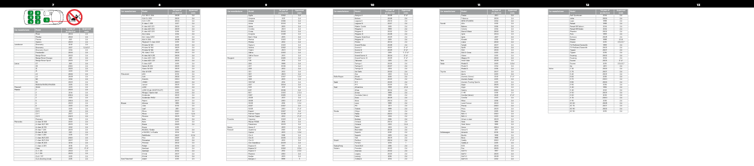| Car manufacturer | Model | 1st year of production | Approved seats |
|---|---|---|---|
| | Musa | 2004 | 2-4 |
| | Phedra | 2002 | 2-4 |
| | Thema | 2011 | 2-4 |
| | Ypsilon | 2003 | 2-4 |
| Landrover | Discovery | 2017 | 2-4 |
| | Discovery | 2017 | 1,2,4,5,7 |
| | Discovery Sport | 2014 | 2-4 |
| | Freelander | 2006 | 2-4 |
| | Range Rover | 2012 | 2-4 |
| | Range Rover Evoque | 2011 | 2-4 |
| | Range Rover Sport | 2013 | 2-4 |
| Lexus | CT | 2011 | 2-4 |
| | GS | 2012 | 2-4 |
| | IS | 2013 | 2-4 |
| | IS | 2013 | 2-4 |
| | LS | 2006 | 2-4 |
| | LS | 2013 | 2-4 |
| | NX | 2014 | 2-4 |
| | RX | 2015 | 2-4 |
| | RX200t/RX350/RX450h | 2015 | 2-4 |
| Maserati | Ghibli | 2013 | 2-4 |
| Mazda | 2 | 2007 | 2-4 |
| | 2 | 2014 | 2-4 |
| | 3 | 2013 | 2-4 |
| | 5 | 2005 | 2-4 |
| | 6 | 2007 | 2-4 |
| | 6 | 2012 | 2-4 |
| | CX-3 | 2015 | 2-4 |
| | CX-5 | 2011 | 2-4 |
| | CX-5 | 2017 | 2-4 |
| | CX-7 | 2007 | 2-4 |
| | CX-9 | 2007 | 2-4 |
| | Premacy | 1999 | 2-4 |
| Mercedes | A class W 168 | 2001 | 2-4 |
| | A class W 169 | 2004 | 2-4 |
| | A class W 176 | 2012 | 2-4 |
| | B class W 245 | 2005 | 2-4 |
| | B class W 246 | 2011 | 2-4 |
| | C class C205 | 2015 | 2-4 |
| | C class W 203 | 2000 | 2-4 |
| | C class W 204 | 2007 | 2-4 |
| | C class W 205 | 2014 | 2-4 |
| | C class S 205 | 2014 | 2-4 |
| | Citan | 2012 | 2*, 4* |
| | CL-C 217 | 2014 | 2-4 |
| | CL-C 218 | 2005 | 2-4 |
| | CLA C 117 | 2013 | 2-4 |
| | CLA shooting break | 2015 | 2-4 |

| Car manufacturer | Model | 1st year of production | Approved seats |
|---|---|---|---|
| | CLS C 218/X 218 | 2011 | 2-4 |
| | CLS C 219 | 2005 | 2-4 |
| | GLE C 292 | 2015 | 2-4 |
| | E class C 238 | 2016 | 2-4 |
| | E class W 211 | 2002 | 2-4 |
| | E class W 212 | 2009 | 2-4 |
| | E class W 213 | 2016 | 2-4 |
| | GLA X 156 | 2013 | 2-4 |
| | GLC X 253 | 2015 | 2-4 |
| | GLE W 166 | 2015 | 2-4 |
| | Marco Polo/V class 447 | 2014 | 2-4 |
| | M class W 163 | 1998 | 2-4 |
| | M class W 164 | 2005 | 2-4 |
| | M class W 166 | 2011 | 2-4 |
| | R class W 251 | 2005 | 2-4 |
| | S class W 221 | 2005 | 2-4 |
| | S class W 222 | 2013 | 2-4 |
| | Viano W 639 | 2003 | 2-4 |
| | Vito W 639 | 2003 | 2-4 |
| Mitsubishi | ASX | 2010 | 2-4 |
| | Colt | 2004 | 2-4 |
| | Grandis | 2004 | 2-4 |
| | i-MiEV | 2009 | 2-4 |
| | Lancer | 2008 | 2-4 |
| | L200 | 2015 | 2-4 |
| | L200 (Triton, STRAKAR ICLT) | 2015 | 2-4 |
| | Mirage / Space star | 2013 | 2-4 |
| | Outlander | 2012 | 2-4 |
| | Outlander PHEV | 2013 | 2-4 |
| | Pajero | 2007 | 2-4 |
| Nissan | Almera | 1995 | 2-4 |
| | Juke | 2010 | 2-4 |
| | Leaf | 2011 | 2-4 |
| | Micra | 2002 | 2-4 |
| | Micra | 2017 | 1,2,4 |
| | Murano | 2015 | 2-4 |
| | Navara | 2005 | 2-4 |
| | Note | 2006 | 2-4 |
| | Note | 2013 | 2-4 |
| | NV200 / Evalia | 2009 | 2-4 |
| | NV200 / e-Evalia | 2014 | 2-4 |
| | Pathfinder | 2005 | 2,3,4 |
| | Pixo | 2009 | 2-4 |
| | Primastar | 2002 | 2-4 |
| | Pulsar | 2014 | 2-4 |
| | Qashqai | 2007 | 2-4 |
| | Qashqai | 2014 | 2-4 |
| | X-trail | 2001 | 2-4 |
| | X-trail | 2014 | 2-4 |
| Opel/Vauxhall | Adam | 2013 | 2-4 |

| Car manufacturer | Model | 1st year of production | Approved seats |
|---|---|---|---|
| | Agila | 2000 | 2-4 |
| | Ampera | 2011 | 2-4 |
| | Antara | 2006 | 2-4 |
| | Astra | 2004 | 2-4 |
| | Astra | 2009 | 2-4 |
| | Cascada | 2013 | 2-4 |
| | Combo | 2011 | 2-4 |
| | Corsa | 2006 | 2-4 |
| | Corsa | 2014 | 2-4 |
| | Insignia | 2008 | 2-4 |
| | Karl / Viva | 2015 | 2-4 |
| | Meriva | 2003 | 2-4 |
| | Meriva | 2010 | 2-4 |
| | Mokka | 2012 | 2-4 |
| | Signum | 2003 | 2-4 |
| | Vectra | 2002 | 2-4 |
| | Vivaro | 2001 | 2-4 |
| | Zafira | 2005 | 2-4 |
| | Zafira Tourer | 2011 | 2-4 |
| Peugeot | 107 | 2005 | 2-4 |
| | 108 | 2014 | 2-4 |
| | 206 | 1998 | 2-4 |
| | 207 | 2006 | 2-4 |
| | 208 | 2012 | 2-4 |
| | 301 | 2012 | 2-4 |
| | 307 | 2001 | 2-4 |
| | 308 | 2007 | 2-4 |
| | 308 | 2013 | 2-4 |
| | 308 SW | 2014 | 2-4 |
| | 407 | 2004 | 2-4 |
| | 508 | 2011 | 2-4 |
| | 607 | 2000 | 2-4 |
| | 1007 | 2005 | 2-4 |
| | 2008 | 2013 | 2-4 |
| | 3008 | 2009 | 2-4 |
| | 3008 | 2016 | 2*, 4* |
| | 4007 | 2007 | 2-4 |
| | 5008 | 2009 | 2-4 |
| | 5008 | 2017 | 2*, 4* |
| | Expert | 2007 | 2-4 |
| | Partner Tepee | 2008 | 2*, 4* |
| | Partner Tepee | 2018 | 2*, 4* |
| Porsche | Cayenne | 2003 | 2-4 |
| | Macan | 2014 | 2-4 |
| | Panamera | 2009 | 2-4 |
| Qoros | Qoros 3 | 2015 | 2-4 |
| Renault | Avantime | 2001 | 2-4 |
| | Captur | 2013 | 2-4 |
| | Clio II | 1998 | 2-4 |
| | Clio III | 2005 | 2-4 |
| | Clio IV | 2012 | 2-4 |
| | Clio Grandtour | 2009 | 2-4 |
| | Espace IV | 2002 | 2-4 |
| | Espace V | 2015 | 2-4 |
| | Fluence | 2010 | 2-4 |
| | Kadjar | 2015 | 2-4 |
| | Kangoo I | 1998 | 2-4 |

| Car manufacturer | Model | 1st year of production | Approved seats |
|---|---|---|---|
| | Kangoo II | 2008 | 2*, 4* |
| | Koleos | 2008 | 2-4 |
| | Laguna II | 2001 | 2-4 |
| | Laguna III | 2007 | 2-4 |
| | Master Combi | 2010 | 2-4 |
| | Megane I | 1999 | 2-4 |
| | Megane II | 2002 | 2-4 |
| | Megane III | 2008 | 2-4 |
| | Megane Grandtour | 2008 | 2-4 |
| | Megane IV | 2016 | 2-4 |
| | Modus | 2004 | 2-4 |
| | Grand Modus | 2008 | 2-4 |
| | Scenic II | 2003 | 2-4 |
| | Scenic III | 2009 | 2*, 4* |
| | Scenic IV | 2016 | 2*, 4* |
| | Grand Scenic II | 2004 | 2*, 4* |
| | Grand Scenic III | 2009 | 2*, 4* |
| | Grand Scenic IV | 2016 | 2*, 4* |
| | Talisman | 2015 | 2-4 |
| | Twingo I | 1993 | 2-4 |
| | Twingo II | 2007 | 2-4 |
| | Twingo III | 2014 | 2-4 |
| | Vel Satis | 2002 | 2-4 |
| | Zoe | 2012 | 1,2,4 |
| Rolls-Royce | Ghost | 2010 | 2-4 |
| | Phantom | 2003 | 2-4 |
| | Wraith | 2013 | 2-4 |
| Seat | Alhambra | 1996 | 2-4 |
| | Alhambra | 2010 | 2,3,4 |
| | Altea | 2004 | 2-4 |
| | Arona | 2017 | 2-4 |
| | Cordoba (Vario) | 1999 | 2-4 |
| | Exeo | 2009 | 2-4 |
| | Ibiza | 2002 | 2-4 |
| | Ibiza | 2008 | 2-4 |
| | Leon | 1999 | 2-4 |
| | Mii | 2011 | 2-4 |
| | Toledo | 1999 | 2-4 |
| Skoda | Citigo | 2011 | 2-4 |
| | Fabia | 2000 | 2-4 |
| | Fabia | 2007 | 2-4 |
| | Fabia | 2014 | 2-4 |
| | Kodiaq | 2016 | 2-4 |
| | Octavia | 2004 | 2-4 |
| | Octavia | 2013 | 1,2,4 |
| | Rapid | 2012 | 2-4 |
| | Roomster | 2006 | 2-4 |
| | Superb | 2008 | 2-4 |
| | Superb | 2015 | 2-4 |
| | Yeti | 2009 | 2-4 |
| Smart | Fortwo | 2007 | 2-4 |
| | Forfour | 2004 | 2-4 |
| | Forfour | 2014 | 1 |
| SsangYong | Tivoli/XLV | 2015 | 2-4 |
| Subaru | Forester | 2002 | 2-4 |
| | Impreza | 2000 | 2-4 |
| | Legacy | 2003 | 2-4 |
| | Levorg | 2015 | 2-4 |
| | Outback | 2003 | 2-4 |

| Car manufacturer | Model | 1st year of production | Approved seats |
|---|---|---|---|
| | Trezia | 2011 | 2-4 |
| | Tribeca | 2005 | 2-4 |
| | WRX STI/WRX | 2014 | 2-4 |
| Suzuki | Alto | 2008 | 2-4 |
| | Baleno | 2016 | 2-4 |
| | Celerio | 2014 | 2-4 |
| | Grand Vitara | 2005 | 2-4 |
| | Ignis | 2000 | 2-4 |
| | Ignis | 2016 | 2-4 |
| | Kizashi | 2010 | 2-4 |
| | SX4 | 2006 | 2-4 |
| | SX4 S-Cross | 2013 | 2-4 |
| | Splash | 2008 | 2-4 |
| | Swift | 2004 | 2-4 |
| | Swift | 2010 | 2-4 |
| | Swift | 2017 | 2-4 |
| | Vitara | 2015 | 2-4 |
| | Wagon R+ | 2003 | 2-4 |
| Tata | Indica Vista | 2008 | 2-4 |
| Tesla | Model S | 2012 | 2,3,4 |
| | Model X | 2015 | 2-4 |
| | Model 3 | 2017 | 2-4 |
| Toyota | Auris | 2007 | 2-4 |
| | Auris | 2012 | 2-4 |
| | Avensis (Verso) | 2001 | 2-4 |
| | Avensis Tourer Sports | 2009 | 2-4 |
| | Aygo | 2005 | 2-4 |
| | Aygo | 2014 | 2-4 |
| | Camry | 2006 | 2-4 |
| | C-HR | 2016 | 2-4 |
| | Corolla (Verso) | 2004 | 2*, 4* |
| | Corolla | 2001 | 2-4 |
| | Hilux | 2015 | 2-4 |
| | Land Cruiser | 2003 | 2-4 |
| | Previa | 2000 | 2-4 |
| | Prius | 2003 | 2-4 |
| | Prius | 2009 | 2-4 |
| | RAV 4 | 2000 | 2-4 |
| | RAV 4 | 2006 | 2-4 |
| | Urban cruiser | 2009 | 2-4 |
| | Yaris | 1999 | 2-4 |
| | Yaris Verso | 1999 | 2-4 |
| | Verso | 2009 | 2-4 |
| | Verso-S | 2010 | 2-4 |
| Volkswagen | Amarok | 2010 | 2-4 |
| | Beetle | 1998 | 2-4 |
| | Bora | 1998 | 2-4 |
| | Caddy | 2003 | 2*, 4* |
| | Caddy 4 | 2015 | 2-4 |
| | EOS | 2006 | 2-4 |
| | Fox | 2005 | 2-4 |
| | Golf IV | 1997 | 2-4 |
| | Golf V | 2003 | 2-4 |
| | Golf VI | 2008 | 2-4 |
| | Golf VII | 2012 | 2-4 |

| Car manufacturer | Model | 1st year of production | Approved seats |
|---|---|---|---|
| | Golf Sportsvan | 2014 | 2-4 |
| | Jetta | 2005 | 2-4 |
| | Lupo | 1998 | 2-4 |
| | Passat | 1996 | 2-4 |
| | Passat B6 Saloon | 2005 | 2-4 |
| | Passat B8 Saloon | 2014 | 2-4 |
| | Phaeton | 2002 | 2-4 |
| | Polo | 1999 | 2-4 |
| | Scirocco | 2008 | 2-4 |
| | Sharan | 1996 | 2-4 |
| | Sharan | 2010 | 2,3,4,5,7 |
| | T4 Multivan/Caravelle | 1990 | 2-4 |
| | T5 Multivan/Caravelle | 2003 | 2-4 |
| | Tiguan | 2007 | 2-4 |
| | Tiguan | 2016 | 2-4 |
| | Touareg | 2002 | 2-4 |
| | Touareg | 2010 | 2-4 |
| | Touran | 2003 | 2*, 4* |
| | Touran | 2015 | 2,3,4,5,7 |
| | Up | 2011 | 2-4 |
| Volvo | C 30 | 2006 | 2-4 |
| | C 70 | 2006 | 2-4 |
| | S 40 | 2004 | 2-4 |
| | S 60 | 2000 | 2-4 |
| | S 70 | 2000 | 2-4 |
| | S 80 | 1998 | 2-4 |
| | S 90 | 2016 | 2-4 |
| | V 40 | 1996 | 2-4 |
| | V 40 | 2012 | 2-4 |
| | V 50 | 2004 | 2-4 |
| | V 60 | 2010 | 2-4 |
| | V 70 | 2000 | 2-4 |
| | V 90 | 2016 | 2-4 |
| | XC 60 | 2008 | 2-4 |
| | XC 70 | 2000 | 2-4 |
| | XC 90 | 2002 | 2-4 |